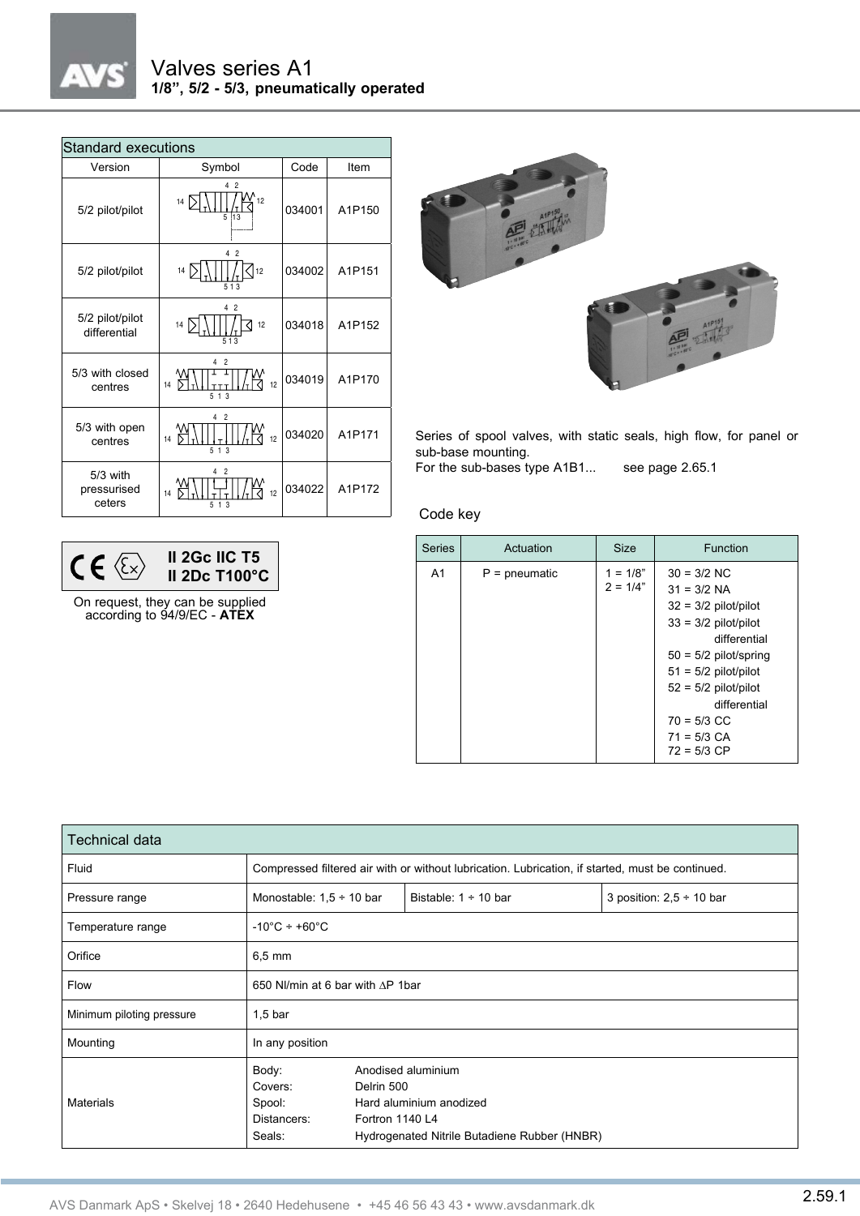# Valves series A1

**1/8", 5/2 - 5/3, pneumatically operated**

| Standard executions | | | |
|---|---|---|---|
| Version | Symbol | Code | Item |
| 5/2 pilot/pilot | | 034001 | A1P150 |
| 5/2 pilot/pilot | | 034002 | A1P151 |
| 5/2 pilot/pilot differential | | 034018 | A1P152 |
| 5/3 with closed centres | | 034019 | A1P170 |
| 5/3 with open centres | | 034020 | A1P171 |
| 5/3 with pressurised ceters | | 034022 | A1P172 |

**II 2Gc IIC T5**
**II 2Dc T100°C**

On request, they can be supplied according to 94/9/EC - **ATEX**

Series of spool valves, with static seals, high flow, for panel or sub-base mounting.
For the sub-bases type A1B1... see page 2.65.1

Code key

| Series | Actuation | Size | Function |
|---|---|---|---|
| A1 | P = pneumatic | 1 = 1/8"<br>2 = 1/4" | 30 = 3/2 NC<br>31 = 3/2 NA<br>32 = 3/2 pilot/pilot<br>33 = 3/2 pilot/pilot differential<br>50 = 5/2 pilot/spring<br>51 = 5/2 pilot/pilot<br>52 = 5/2 pilot/pilot differential<br>70 = 5/3 CC<br>71 = 5/3 CA<br>72 = 5/3 CP |

| Technical data | | | |
|---|---|---|---|
| Fluid | Compressed filtered air with or without lubrication. Lubrication, if started, must be continued. | | |
| Pressure range | Monostable: 1,5 ÷ 10 bar | Bistable: 1 ÷ 10 bar | 3 position: 2,5 ÷ 10 bar |
| Temperature range | -10°C ÷ +60°C | | |
| Orifice | 6,5 mm | | |
| Flow | 650 Nl/min at 6 bar with ∆P 1bar | | |
| Minimum piloting pressure | 1,5 bar | | |
| Mounting | In any position | | |
| Materials | Body: Anodised aluminium<br>Covers: Delrin 500<br>Spool: Hard aluminium anodized<br>Distancers: Fortron 1140 L4<br>Seals: Hydrogenated Nitrile Butadiene Rubber (HNBR) | | |

AVS Danmark ApS • Skelvej 18 • 2640 Hedehusene • +45 46 56 43 43 • www.avsdanmark.dk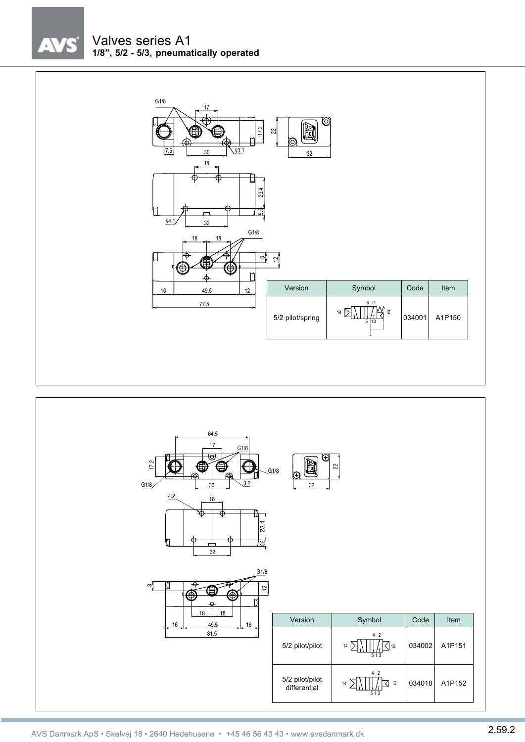# Valves series A1

**1/8", 5/2 - 5/3, pneumatically operated**

G1/8
17
17.2
22
7.5
30
ÿ3.1
32
18
23.4
5.5
ÿ4.1
32
G1/8
18
18
8
12
16
49.5
12
77.5

| Version | Symbol | Code | Item |
|---|---|---|---|
| 5/2 pilot/spring | 14 4 2 12 5 1 3 | 034001 | A1P150 |

64.5
17
G1/8
17.2
G1/8
G1/8
30
3.2
22
32
4.2
18
23.4
5.5
32
G1/8
8
12
18
18
16
49.5
16
81.5

| Version | Symbol | Code | Item |
|---|---|---|---|
| 5/2 pilot/pilot | 14 4 2 12 5 1 3 | 034002 | A1P151 |
| 5/2 pilot/pilot differential | 14 4 2 12 5 1 3 | 034018 | A1P152 |

AVS Danmark ApS • Skelvej 18 • 2640 Hedehusene • +45 46 56 43 43 • www.avsdanmark.dk